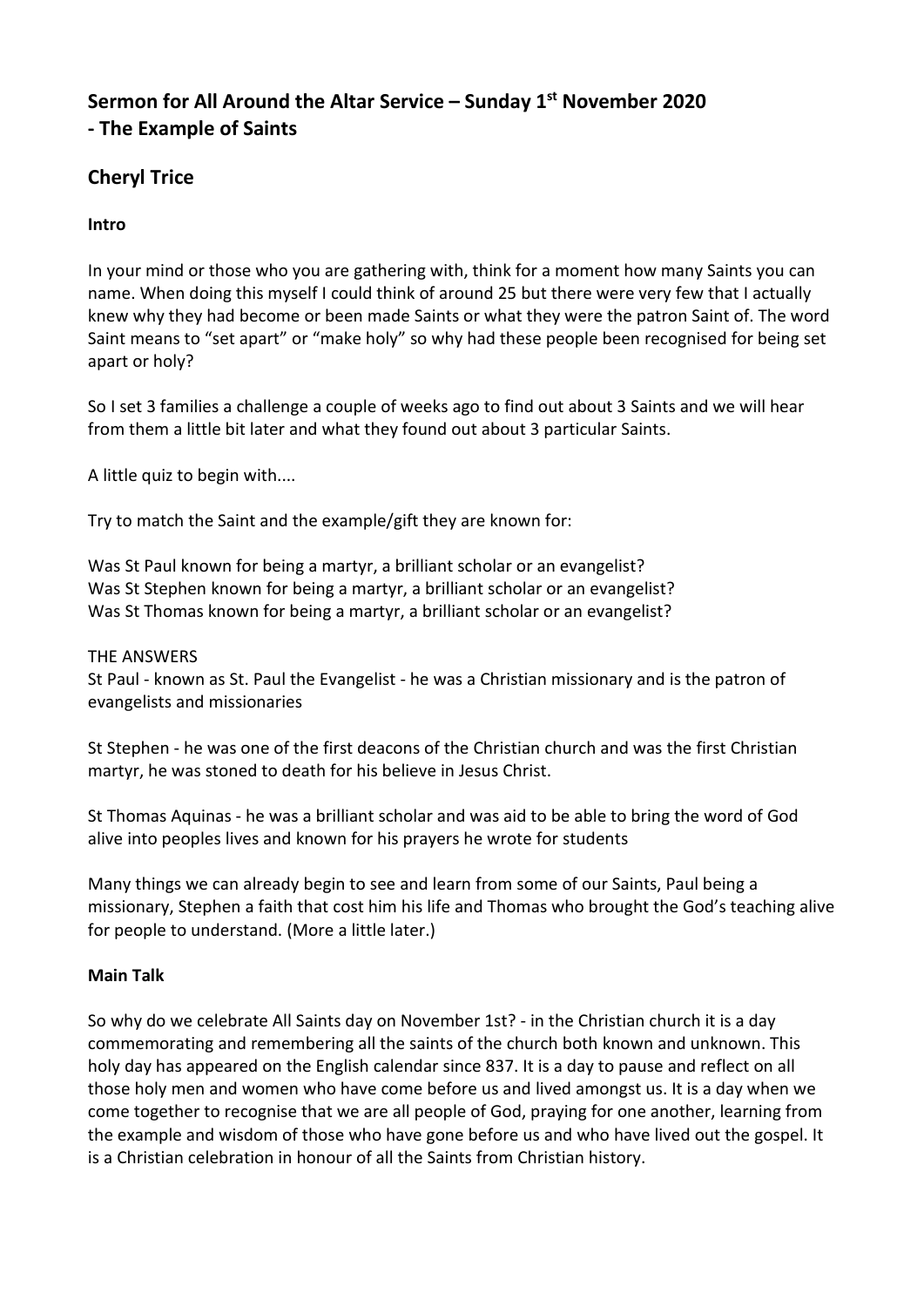# Sermon for All Around the Altar Service – Sunday 1st November 2020 - The Example of Saints

## Cheryl Trice

**Intro**

In your mind or those who you are gathering with, think for a moment how many Saints you can name. When doing this myself I could think of around 25 but there were very few that I actually knew why they had become or been made Saints or what they were the patron Saint of. The word Saint means to "set apart" or "make holy" so why had these people been recognised for being set apart or holy?

So I set 3 families a challenge a couple of weeks ago to find out about 3 Saints and we will hear from them a little bit later and what they found out about 3 particular Saints.

A little quiz to begin with....

Try to match the Saint and the example/gift they are known for:

Was St Paul known for being a martyr, a brilliant scholar or an evangelist?
Was St Stephen known for being a martyr, a brilliant scholar or an evangelist?
Was St Thomas known for being a martyr, a brilliant scholar or an evangelist?

THE ANSWERS
St Paul - known as St. Paul the Evangelist - he was a Christian missionary and is the patron of evangelists and missionaries

St Stephen - he was one of the first deacons of the Christian church and was the first Christian martyr, he was stoned to death for his believe in Jesus Christ.

St Thomas Aquinas - he was a brilliant scholar and was aid to be able to bring the word of God alive into peoples lives and known for his prayers he wrote for students

Many things we can already begin to see and learn from some of our Saints, Paul being a missionary, Stephen a faith that cost him his life and Thomas who brought the God's teaching alive for people to understand. (More a little later.)

**Main Talk**

So why do we celebrate All Saints day on November 1st? - in the Christian church it is a day commemorating and remembering all the saints of the church both known and unknown. This holy day has appeared on the English calendar since 837. It is a day to pause and reflect on all those holy men and women who have come before us and lived amongst us. It is a day when we come together to recognise that we are all people of God, praying for one another, learning from the example and wisdom of those who have gone before us and who have lived out the gospel. It is a Christian celebration in honour of all the Saints from Christian history.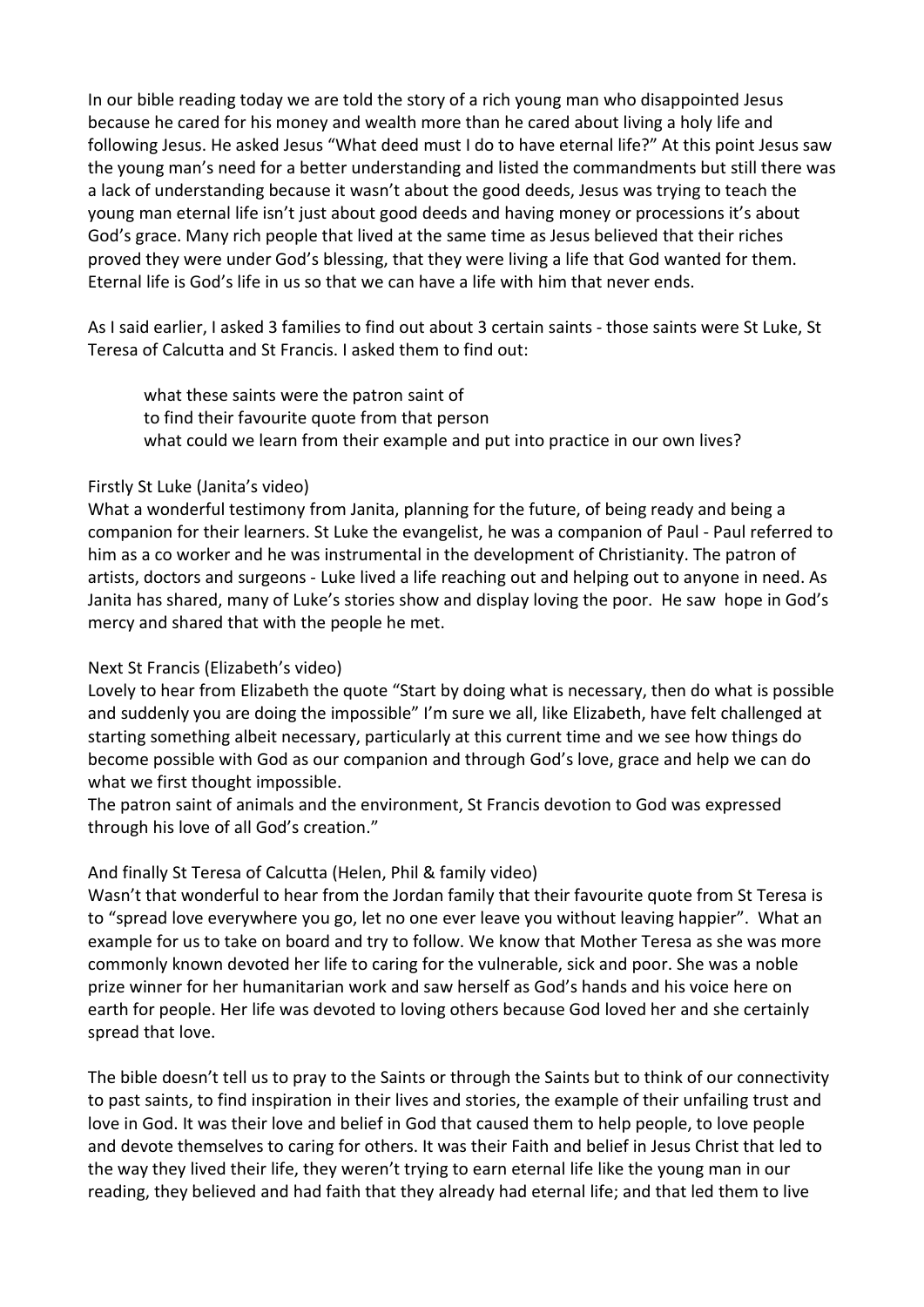In our bible reading today we are told the story of a rich young man who disappointed Jesus because he cared for his money and wealth more than he cared about living a holy life and following Jesus. He asked Jesus "What deed must I do to have eternal life?" At this point Jesus saw the young man's need for a better understanding and listed the commandments but still there was a lack of understanding because it wasn't about the good deeds, Jesus was trying to teach the young man eternal life isn't just about good deeds and having money or processions it's about God's grace. Many rich people that lived at the same time as Jesus believed that their riches proved they were under God's blessing, that they were living a life that God wanted for them. Eternal life is God's life in us so that we can have a life with him that never ends.

As I said earlier, I asked 3 families to find out about 3 certain saints - those saints were St Luke, St Teresa of Calcutta and St Francis. I asked them to find out:

> what these saints were the patron saint of
> to find their favourite quote from that person
> what could we learn from their example and put into practice in our own lives?

Firstly St Luke (Janita's video)
What a wonderful testimony from Janita, planning for the future, of being ready and being a companion for their learners. St Luke the evangelist, he was a companion of Paul - Paul referred to him as a co worker and he was instrumental in the development of Christianity. The patron of artists, doctors and surgeons - Luke lived a life reaching out and helping out to anyone in need. As Janita has shared, many of Luke's stories show and display loving the poor. He saw hope in God's mercy and shared that with the people he met.

Next St Francis (Elizabeth's video)
Lovely to hear from Elizabeth the quote "Start by doing what is necessary, then do what is possible and suddenly you are doing the impossible" I'm sure we all, like Elizabeth, have felt challenged at starting something albeit necessary, particularly at this current time and we see how things do become possible with God as our companion and through God's love, grace and help we can do what we first thought impossible.
The patron saint of animals and the environment, St Francis devotion to God was expressed through his love of all God's creation."

And finally St Teresa of Calcutta (Helen, Phil & family video)
Wasn't that wonderful to hear from the Jordan family that their favourite quote from St Teresa is to "spread love everywhere you go, let no one ever leave you without leaving happier". What an example for us to take on board and try to follow. We know that Mother Teresa as she was more commonly known devoted her life to caring for the vulnerable, sick and poor. She was a noble prize winner for her humanitarian work and saw herself as God's hands and his voice here on earth for people. Her life was devoted to loving others because God loved her and she certainly spread that love.

The bible doesn't tell us to pray to the Saints or through the Saints but to think of our connectivity to past saints, to find inspiration in their lives and stories, the example of their unfailing trust and love in God. It was their love and belief in God that caused them to help people, to love people and devote themselves to caring for others. It was their Faith and belief in Jesus Christ that led to the way they lived their life, they weren't trying to earn eternal life like the young man in our reading, they believed and had faith that they already had eternal life; and that led them to live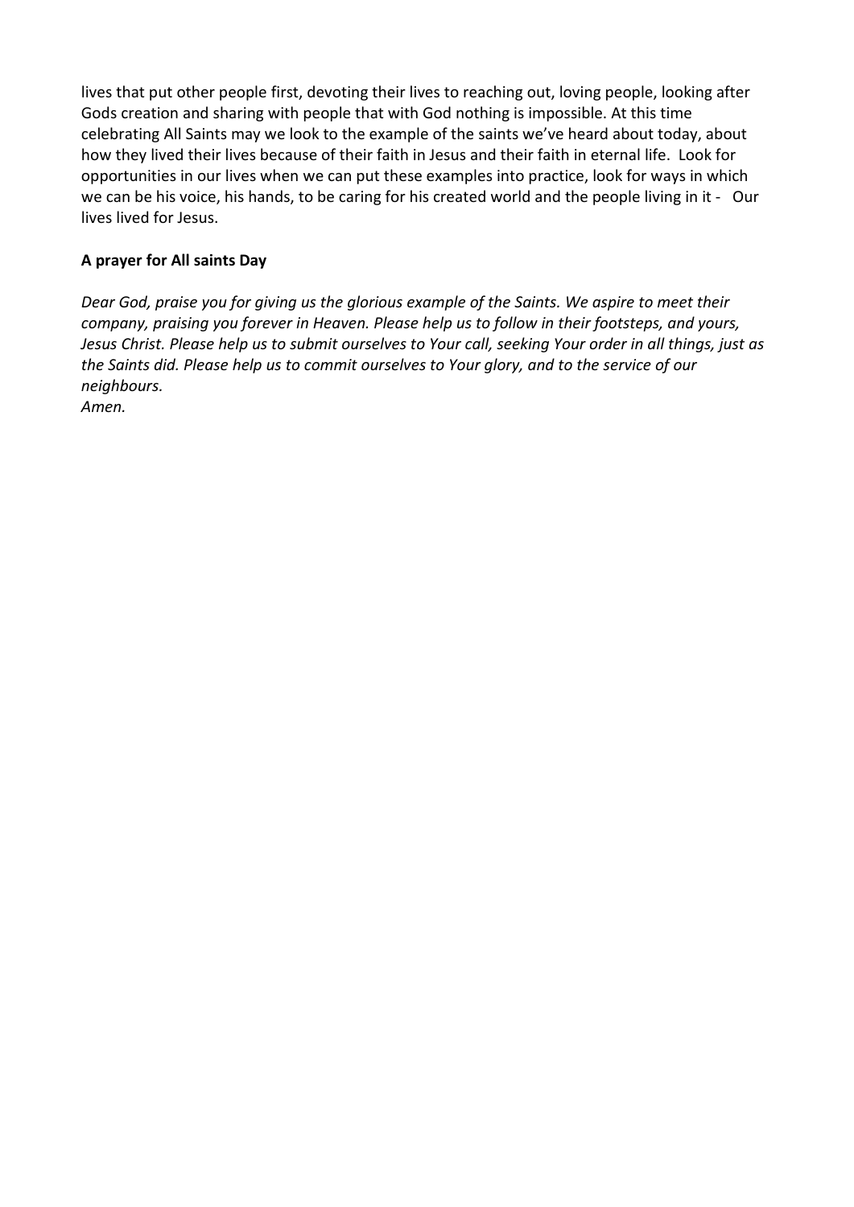lives that put other people first, devoting their lives to reaching out, loving people, looking after Gods creation and sharing with people that with God nothing is impossible. At this time celebrating All Saints may we look to the example of the saints we've heard about today, about how they lived their lives because of their faith in Jesus and their faith in eternal life. Look for opportunities in our lives when we can put these examples into practice, look for ways in which we can be his voice, his hands, to be caring for his created world and the people living in it - Our lives lived for Jesus.

**A prayer for All saints Day**

*Dear God, praise you for giving us the glorious example of the Saints. We aspire to meet their company, praising you forever in Heaven. Please help us to follow in their footsteps, and yours, Jesus Christ. Please help us to submit ourselves to Your call, seeking Your order in all things, just as the Saints did. Please help us to commit ourselves to Your glory, and to the service of our neighbours.*
*Amen.*